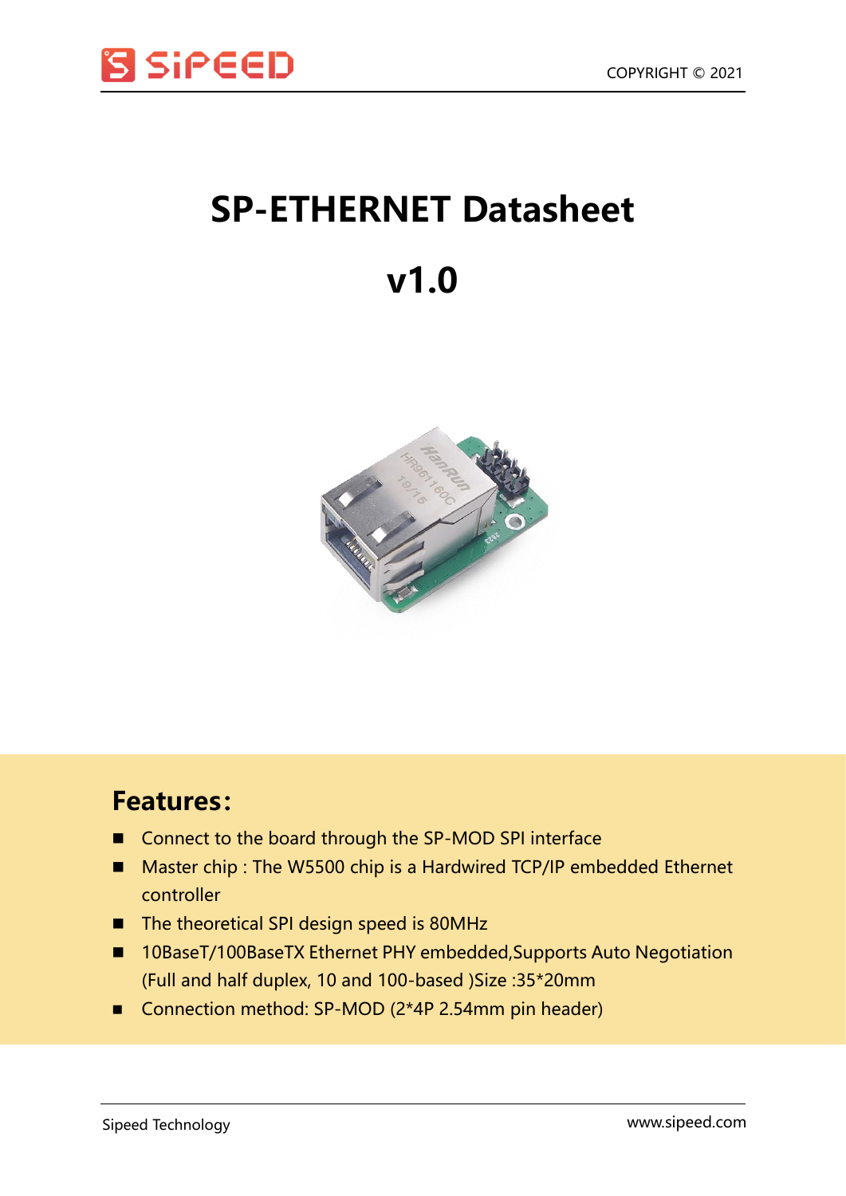# SP-ETHERNET Datasheet

# v1.0

## Features:

- Connect to the board through the SP-MOD SPI interface
- Master chip : The W5500 chip is a Hardwired TCP/IP embedded Ethernet controller
- The theoretical SPI design speed is 80MHz
- 10BaseT/100BaseTX Ethernet PHY embedded,Supports Auto Negotiation (Full and half duplex, 10 and 100-based )Size :35*20mm
- Connection method: SP-MOD (2*4P 2.54mm pin header)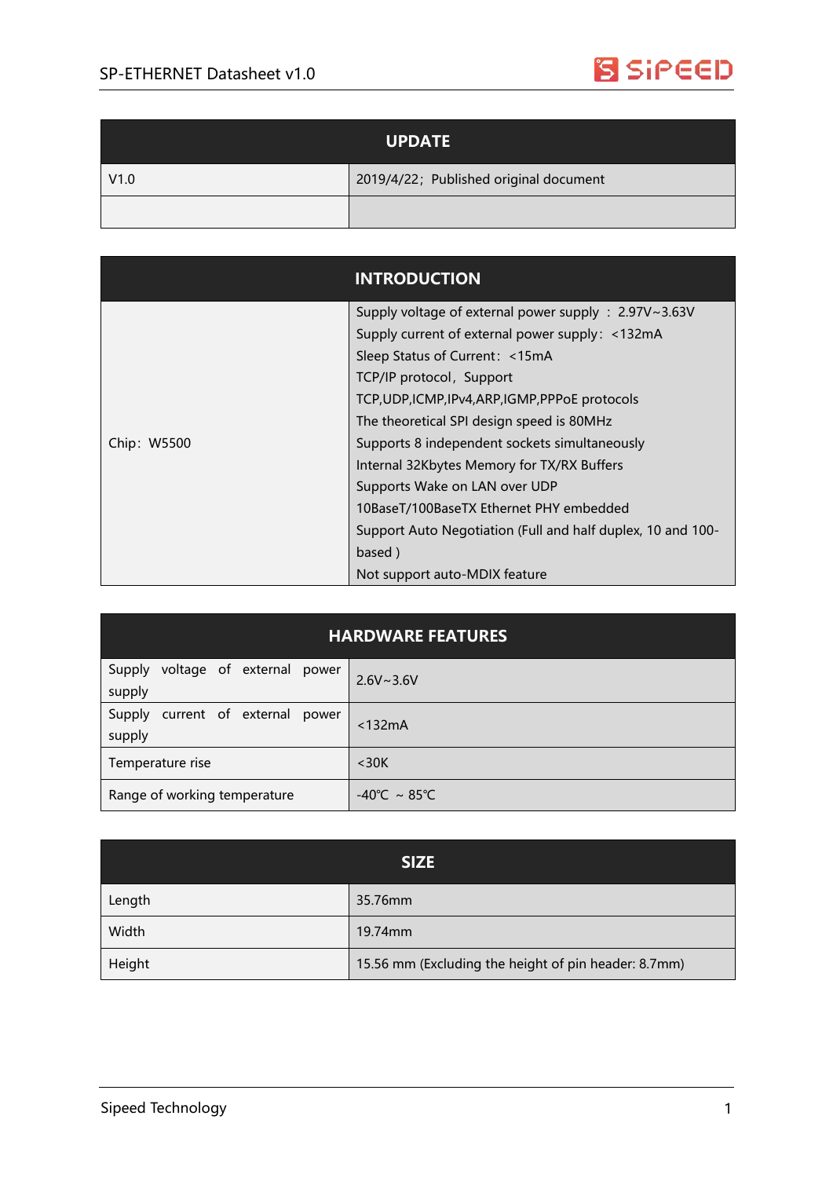| UPDATE | |
|---|---|
| V1.0 | 2019/4/22；Published original document |
| | |

| INTRODUCTION | |
|---|---|
| Chip：W5500 | Supply voltage of external power supply ：2.97V~3.63V<br>Supply current of external power supply：<132mA<br>Sleep Status of Current：<15mA<br>TCP/IP protocol，Support TCP,UDP,ICMP,IPv4,ARP,IGMP,PPPoE protocols<br>The theoretical SPI design speed is 80MHz<br>Supports 8 independent sockets simultaneously<br>Internal 32Kbytes Memory for TX/RX Buffers<br>Supports Wake on LAN over UDP<br>10BaseT/100BaseTX Ethernet PHY embedded<br>Support Auto Negotiation (Full and half duplex, 10 and 100-based )<br>Not support auto-MDIX feature |

| HARDWARE FEATURES | |
|---|---|
| Supply voltage of external power supply | 2.6V~3.6V |
| Supply current of external power supply | <132mA |
| Temperature rise | <30K |
| Range of working temperature | -40℃ ~ 85℃ |

| SIZE | |
|---|---|
| Length | 35.76mm |
| Width | 19.74mm |
| Height | 15.56 mm (Excluding the height of pin header: 8.7mm) |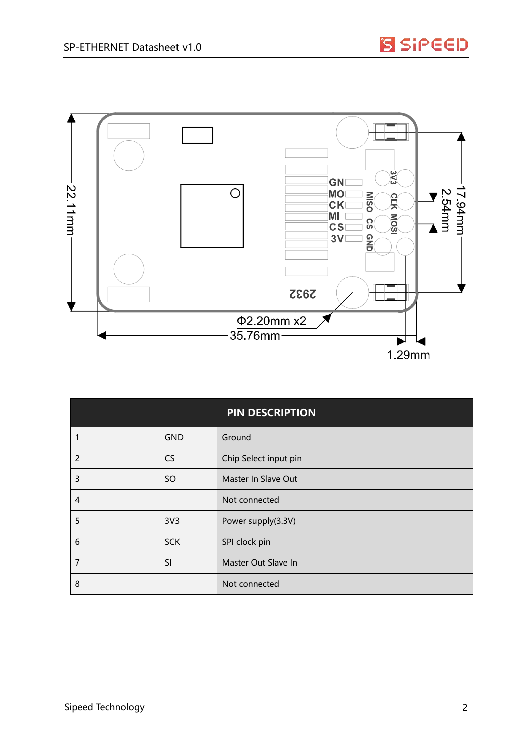| PIN DESCRIPTION | | |
|---|---|---|
| 1 | GND | Ground |
| 2 | CS | Chip Select input pin |
| 3 | SO | Master In Slave Out |
| 4 | | Not connected |
| 5 | 3V3 | Power supply(3.3V) |
| 6 | SCK | SPI clock pin |
| 7 | SI | Master Out Slave In |
| 8 | | Not connected |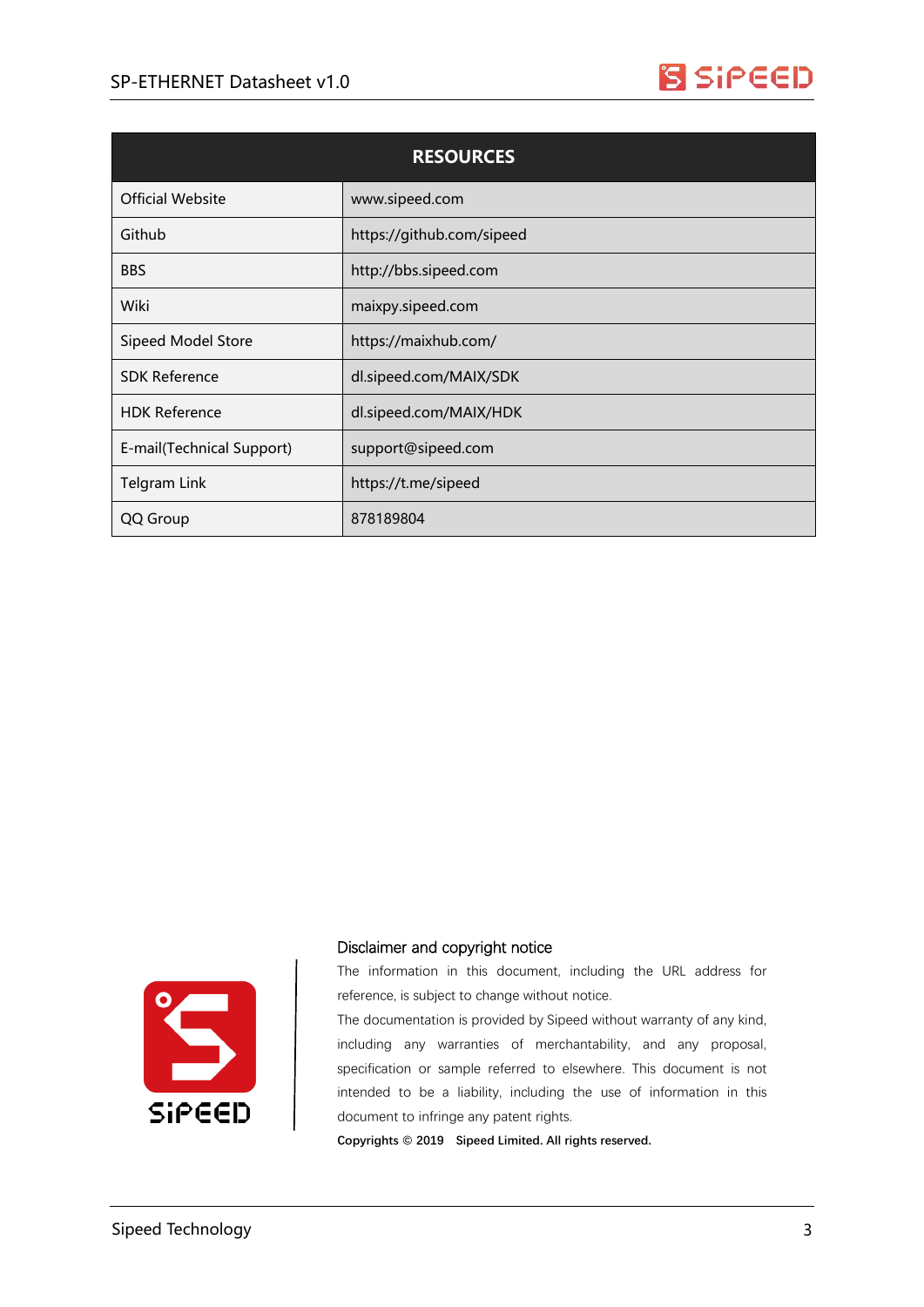| RESOURCES | |
|---|---|
| Official Website | www.sipeed.com |
| Github | https://github.com/sipeed |
| BBS | http://bbs.sipeed.com |
| Wiki | maixpy.sipeed.com |
| Sipeed Model Store | https://maixhub.com/ |
| SDK Reference | dl.sipeed.com/MAIX/SDK |
| HDK Reference | dl.sipeed.com/MAIX/HDK |
| E-mail(Technical Support) | support@sipeed.com |
| Telgram Link | https://t.me/sipeed |
| QQ Group | 878189804 |

SIPEED

Disclaimer and copyright notice

The information in this document, including the URL address for reference, is subject to change without notice.

The documentation is provided by Sipeed without warranty of any kind, including any warranties of merchantability, and any proposal, specification or sample referred to elsewhere. This document is not intended to be a liability, including the use of information in this document to infringe any patent rights.

**Copyrights © 2019 Sipeed Limited. All rights reserved.**